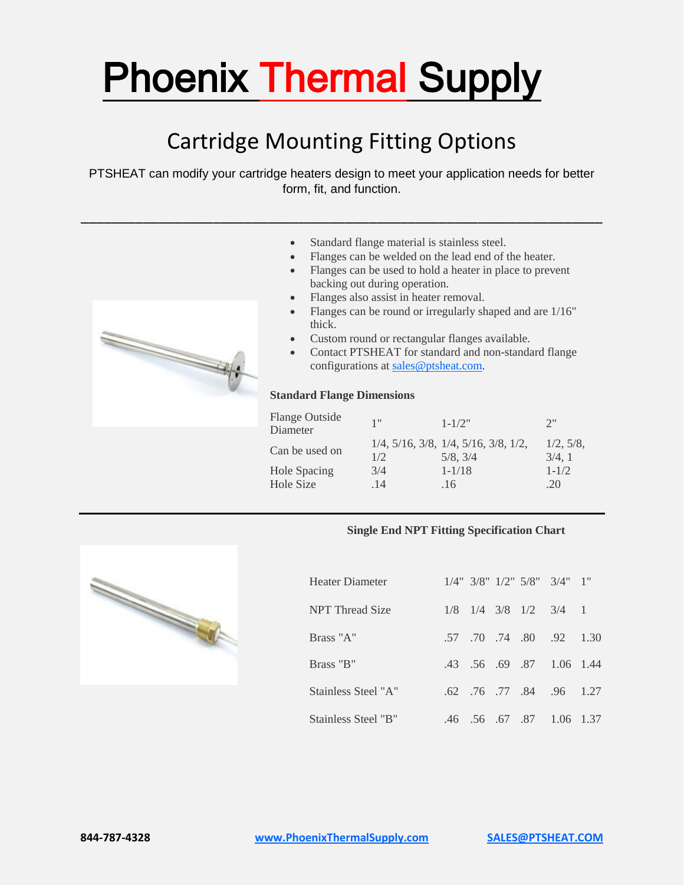# Phoenix Thermal Supply

## Cartridge Mounting Fitting Options

PTSHEAT can modify your cartridge heaters design to meet your application needs for better form, fit, and function.

---

- Standard flange material is stainless steel.
- Flanges can be welded on the lead end of the heater.
- Flanges can be used to hold a heater in place to prevent backing out during operation.
- Flanges also assist in heater removal.
- Flanges can be round or irregularly shaped and are 1/16" thick.
- Custom round or rectangular flanges available.
- Contact PTSHEAT for standard and non-standard flange configurations at sales@ptsheat.com.

**Standard Flange Dimensions**

| Flange Outside Diameter | 1" | 1-1/2" | 2" |
|---|---|---|---|
| Can be used on | 1/4, 5/16, 3/8, 1/2 | 1/4, 5/16, 3/8, 1/2, 5/8, 3/4 | 1/2, 5/8, 3/4, 1 |
| Hole Spacing | 3/4 | 1-1/18 | 1-1/2 |
| Hole Size | .14 | .16 | .20 |

---

**Single End NPT Fitting Specification Chart**

| Heater Diameter | 1/4" | 3/8" | 1/2" | 5/8" | 3/4" | 1" |
|---|---|---|---|---|---|---|
| NPT Thread Size | 1/8 | 1/4 | 3/8 | 1/2 | 3/4 | 1 |
| Brass "A" | .57 | .70 | .74 | .80 | .92 | 1.30 |
| Brass "B" | .43 | .56 | .69 | .87 | 1.06 | 1.44 |
| Stainless Steel "A" | .62 | .76 | .77 | .84 | .96 | 1.27 |
| Stainless Steel "B" | .46 | .56 | .67 | .87 | 1.06 | 1.37 |

**844-787-4328** www.PhoenixThermalSupply.com SALES@PTSHEAT.COM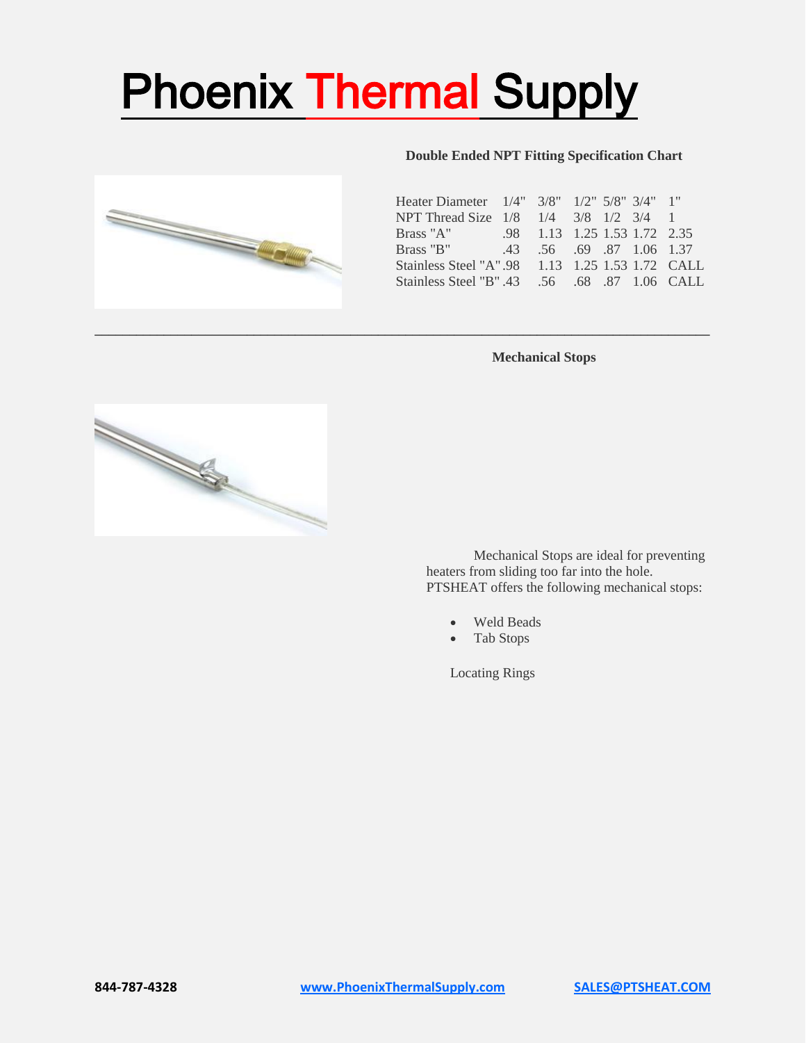# Phoenix Thermal Supply

**Double Ended NPT Fitting Specification Chart**

| Heater Diameter | 1/4" | 3/8" | 1/2" | 5/8" | 3/4" | 1" |
|---|---|---|---|---|---|---|
| NPT Thread Size | 1/8 | 1/4 | 3/8 | 1/2 | 3/4 | 1 |
| Brass "A" | .98 | 1.13 | 1.25 | 1.53 | 1.72 | 2.35 |
| Brass "B" | .43 | .56 | .69 | .87 | 1.06 | 1.37 |
| Stainless Steel "A" | .98 | 1.13 | 1.25 | 1.53 | 1.72 | CALL |
| Stainless Steel "B" | .43 | .56 | .68 | .87 | 1.06 | CALL |

---

**Mechanical Stops**

Mechanical Stops are ideal for preventing heaters from sliding too far into the hole. PTSHEAT offers the following mechanical stops:

- Weld Beads
- Tab Stops

Locating Rings

844-787-4328 | www.PhoenixThermalSupply.com | SALES@PTSHEAT.COM